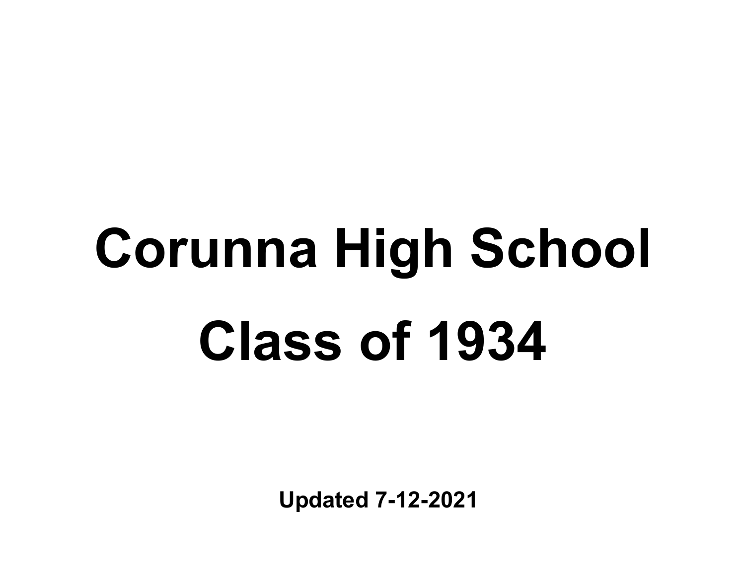# Corunna High School

# Class of 1934

**Updated 7-12-2021**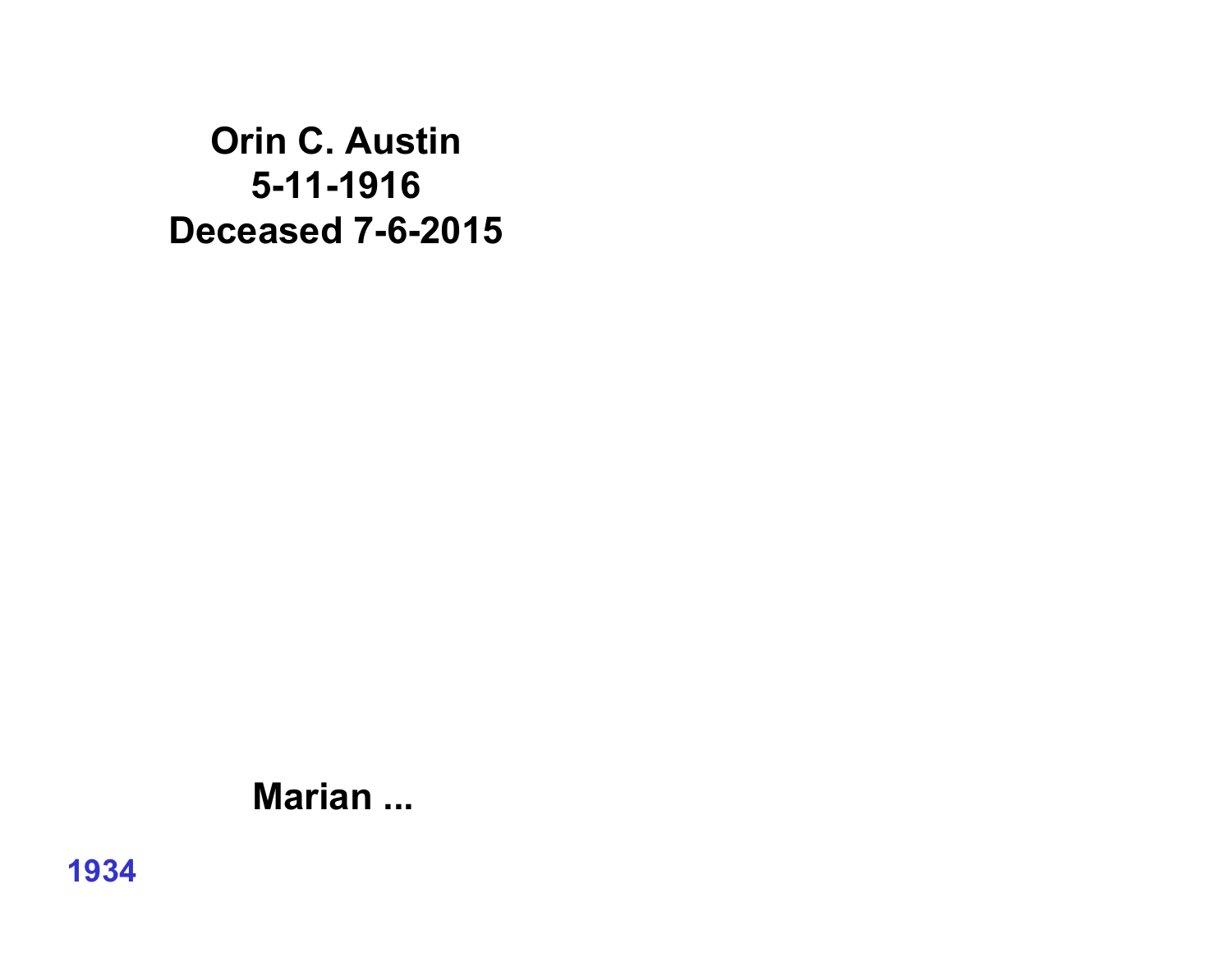**Orin C. Austin**
**5-11-1916**
**Deceased 7-6-2015**

**Marian ...**

1934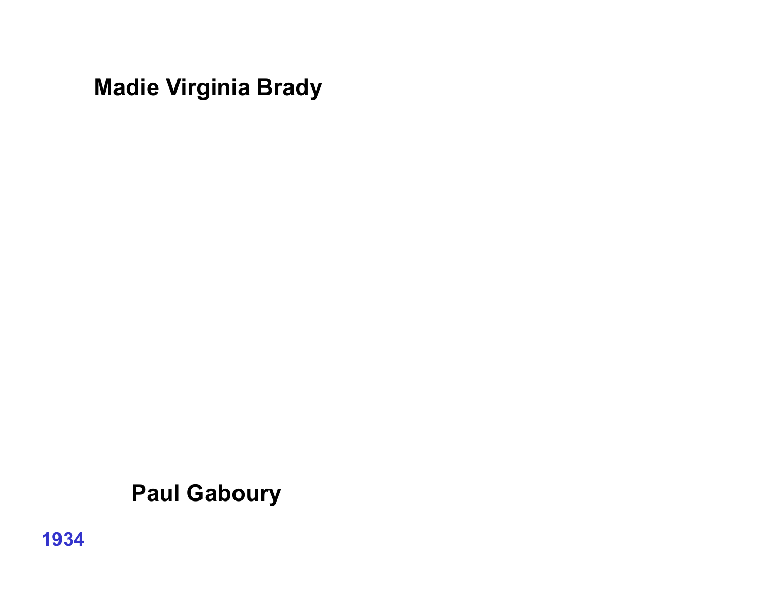**Madie Virginia Brady**

**Paul Gaboury**

**1934**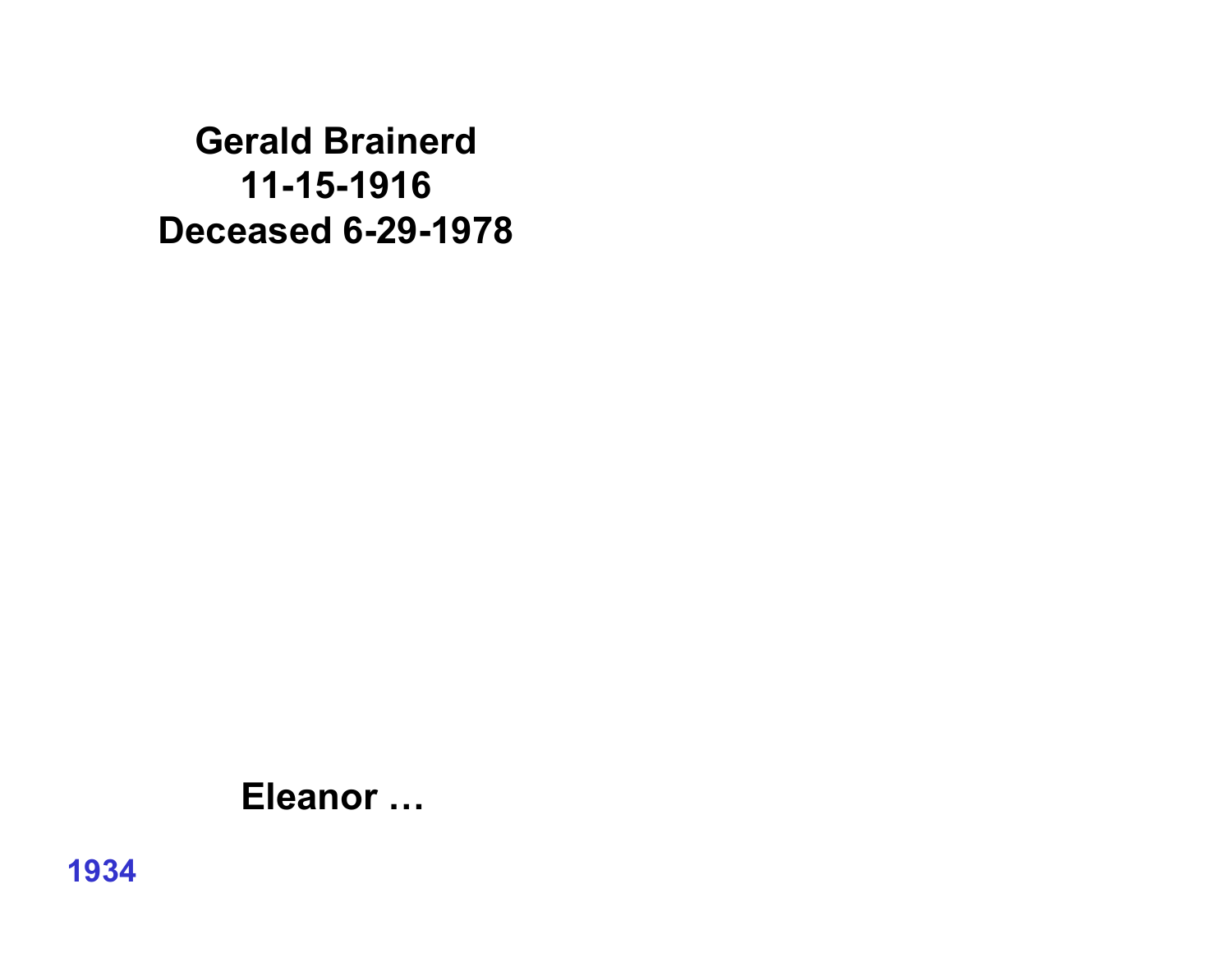**Gerald Brainerd**
**11-15-1916**
**Deceased 6-29-1978**

**Eleanor …**

**1934**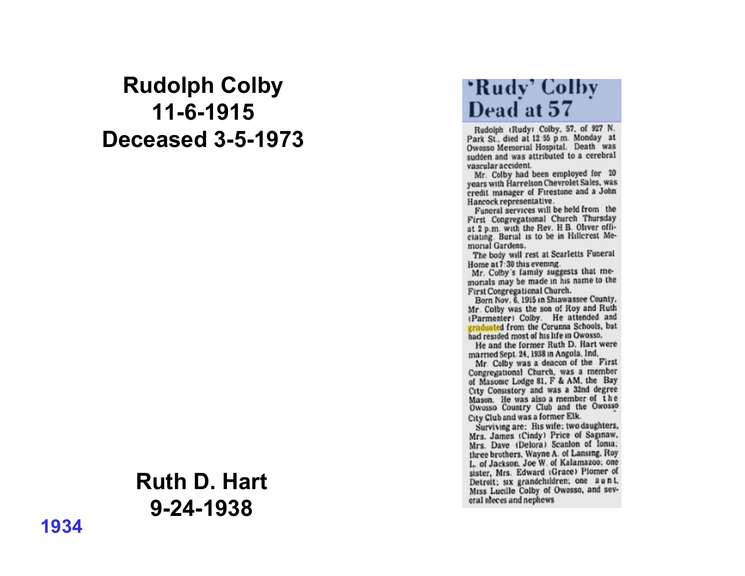**Rudolph Colby**
**11-6-1915**
**Deceased 3-5-1973**

**Ruth D. Hart**
**9-24-1938**

**1934**

## 'Rudy' Colby Dead at 57

Rudolph (Rudy) Colby, 57, of 927 N. Park St., died at 12:55 p.m. Monday at Owosso Memorial Hospital. Death was sudden and was attributed to a cerebral vascular accident.

Mr. Colby had been employed for 20 years with Harrelson Chevrolet Sales, was credit manager of Firestone and a John Hancock representative.

Funeral services will be held from the First Congregational Church Thursday at 2 p.m. with the Rev. H B. Oliver officiating. Burial is to be in Hillcrest Memorial Gardens.

The body will rest at Scarletts Funeral Home at 7:30 this evening.

Mr. Colby's family suggests that memorials may be made in his name to the First Congregational Church.

Born Nov. 6, 1915 in Shiawassee County, Mr. Colby was the son of Roy and Ruth (Parmenter) Colby. He attended and graduated from the Corunna Schools, but had resided most of his life in Owosso.

He and the former Ruth D. Hart were married Sept. 24, 1938 in Angola, Ind.

Mr. Colby was a deacon of the First Congregational Church, was a member of Masonic Lodge 81, F & AM, the Bay City Consistory and was a 32nd degree Mason. He was also a member of the Owosso Country Club and the Owosso City Club and was a former Elk.

Surviving are: His wife; two daughters, Mrs. James (Cindy) Price of Saginaw, Mrs. Dave (Delora) Scanlon of Ionia; three brothers, Wayne A. of Lansing, Roy L. of Jackson, Joe W. of Kalamazoo; one sister, Mrs. Edward (Grace) Plomer of Detroit; six grandchildren; one aunt, Miss Lucille Colby of Owosso, and several nieces and nephews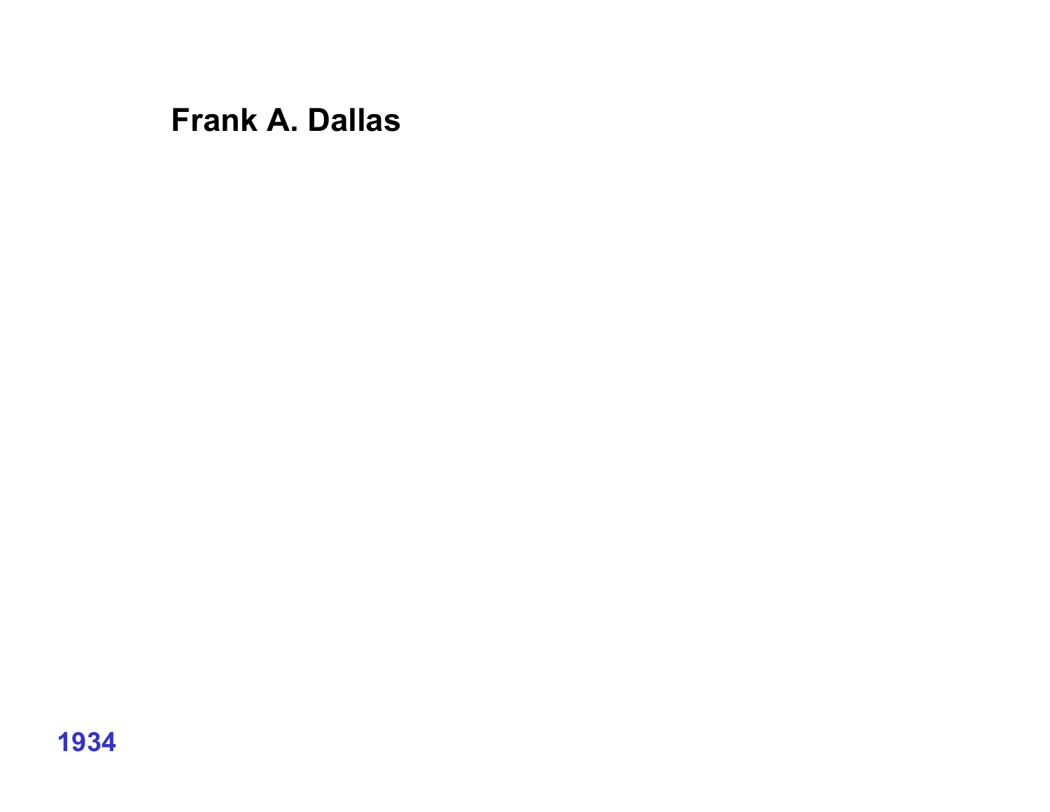**Frank A. Dallas**

**1934**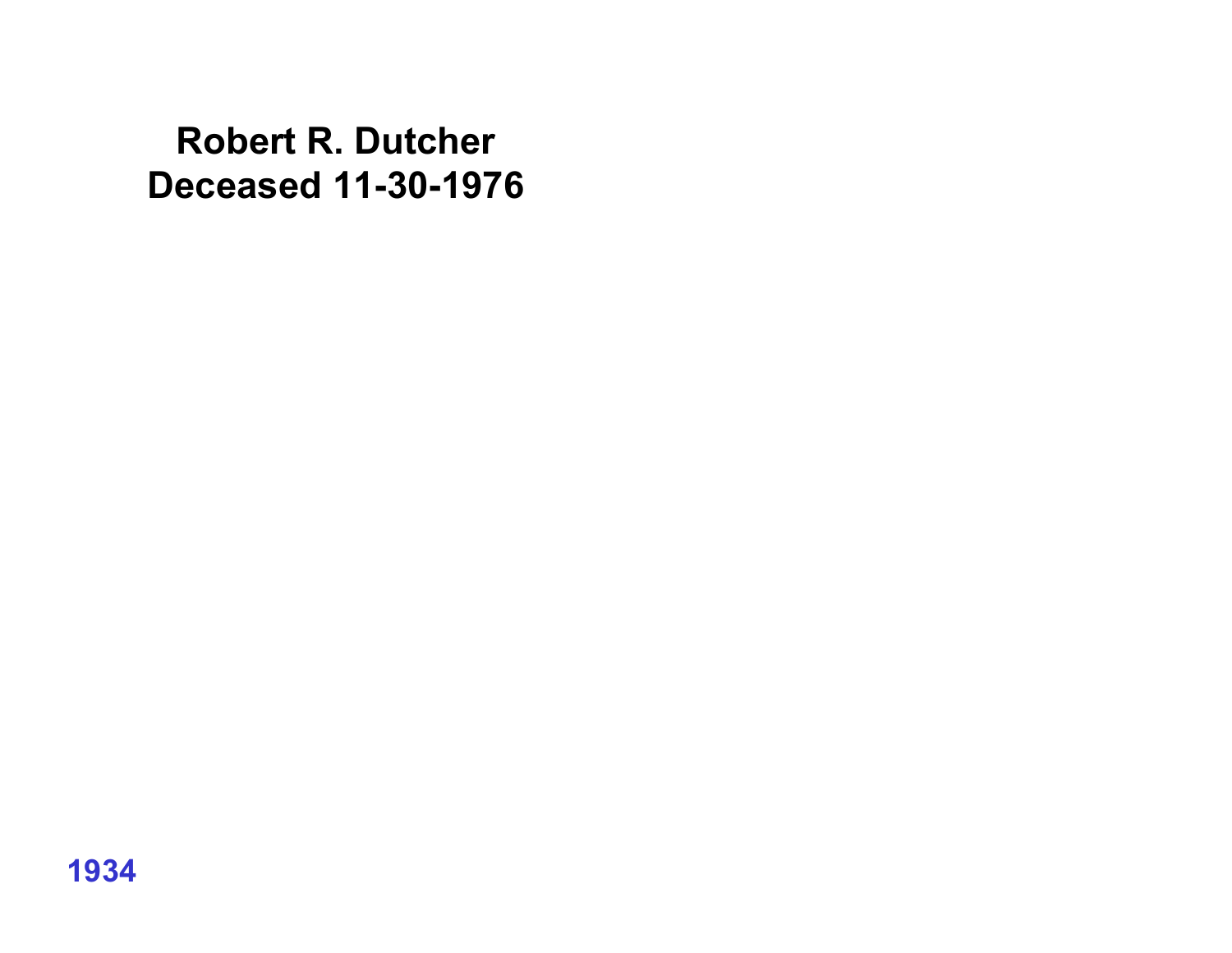**Robert R. Dutcher**
**Deceased 11-30-1976**

**1934**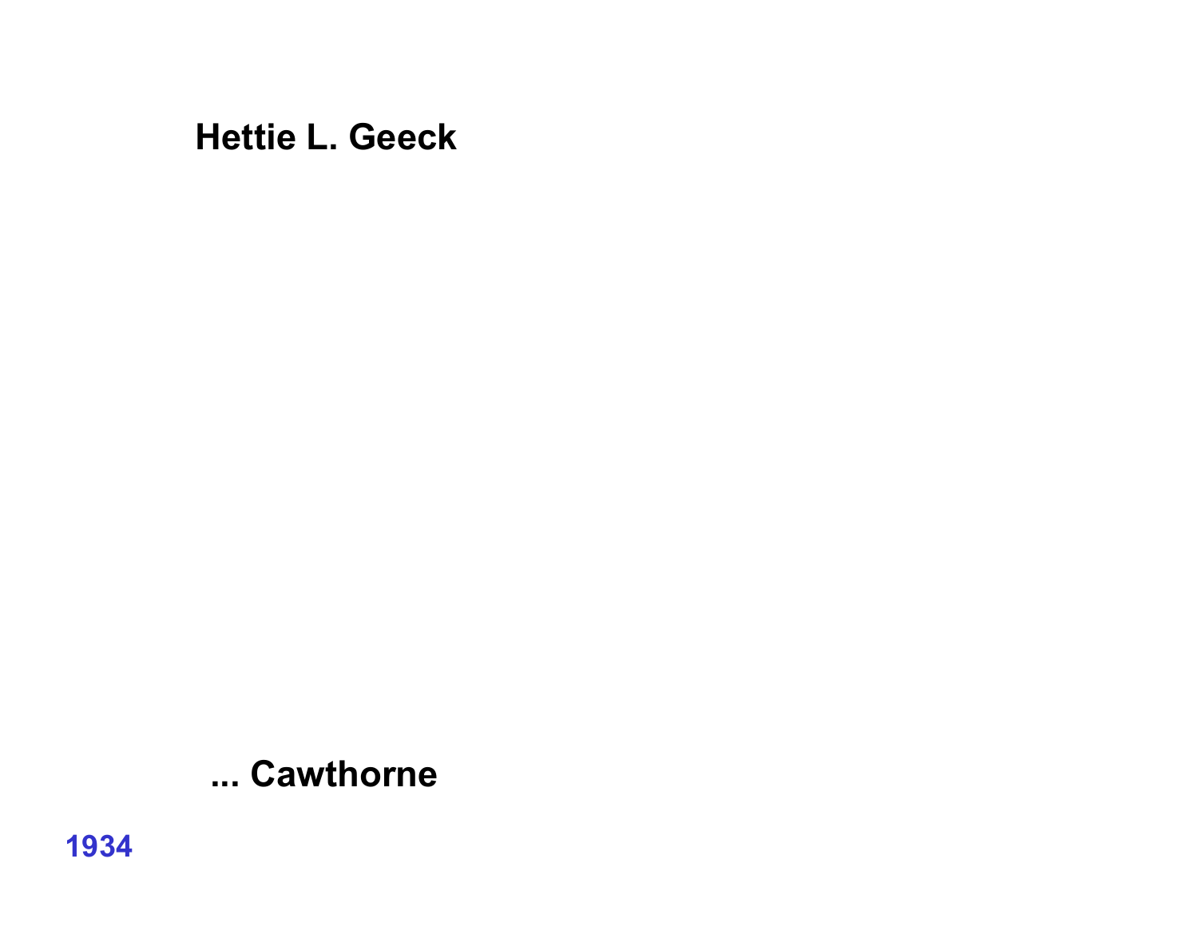**Hettie L. Geeck**

**... Cawthorne**

**1934**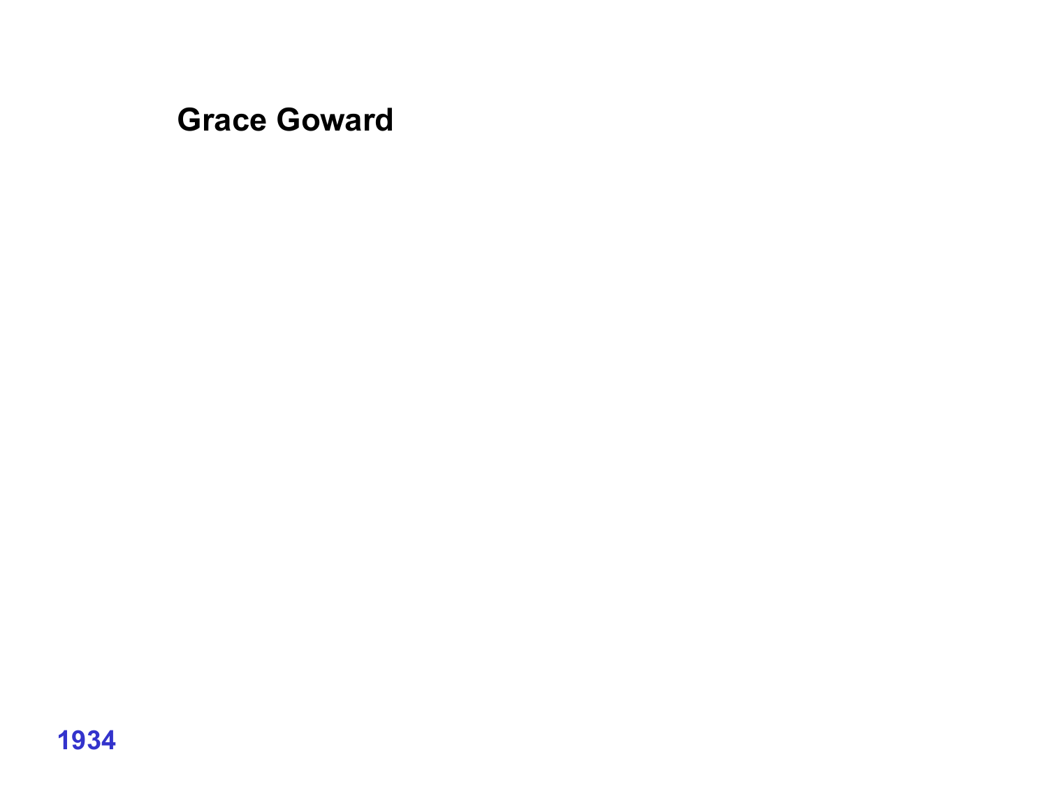**Grace Goward**

**1934**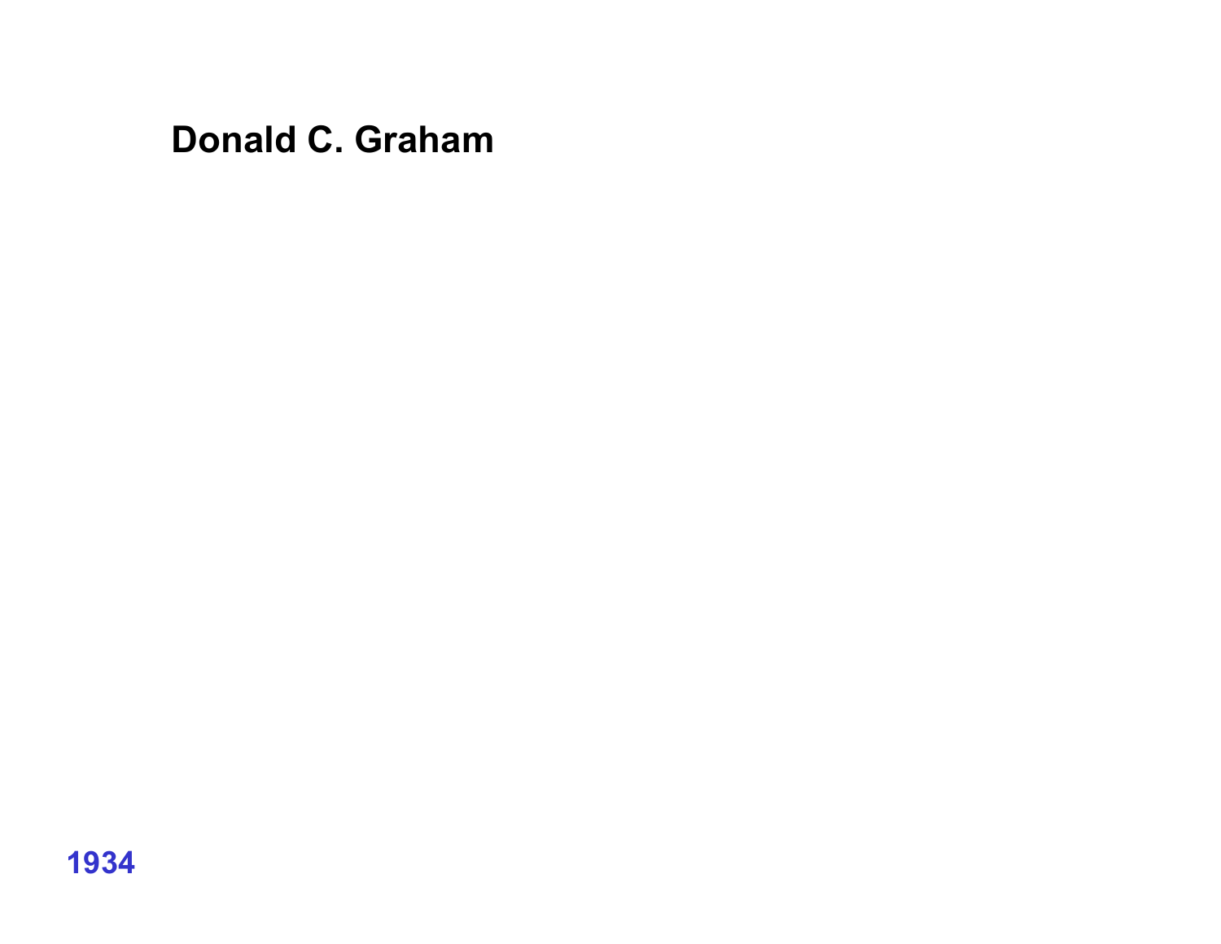**Donald C. Graham**

1934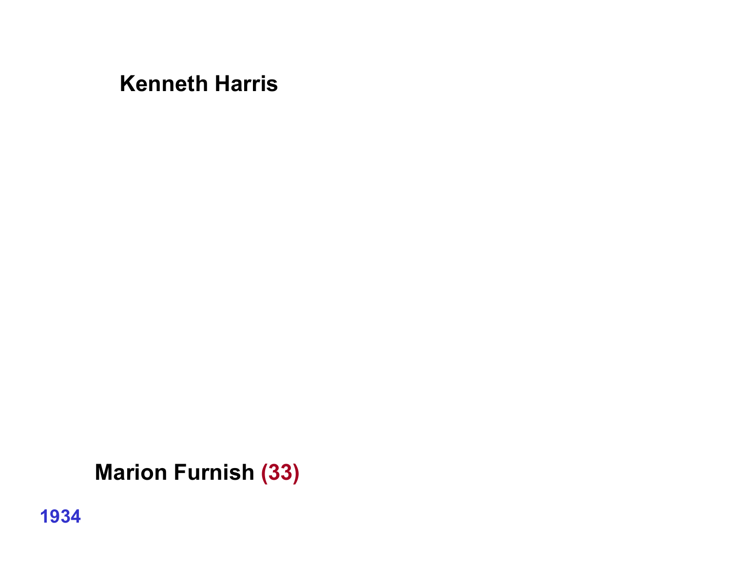**Kenneth Harris**

**Marion Furnish (33)**

**1934**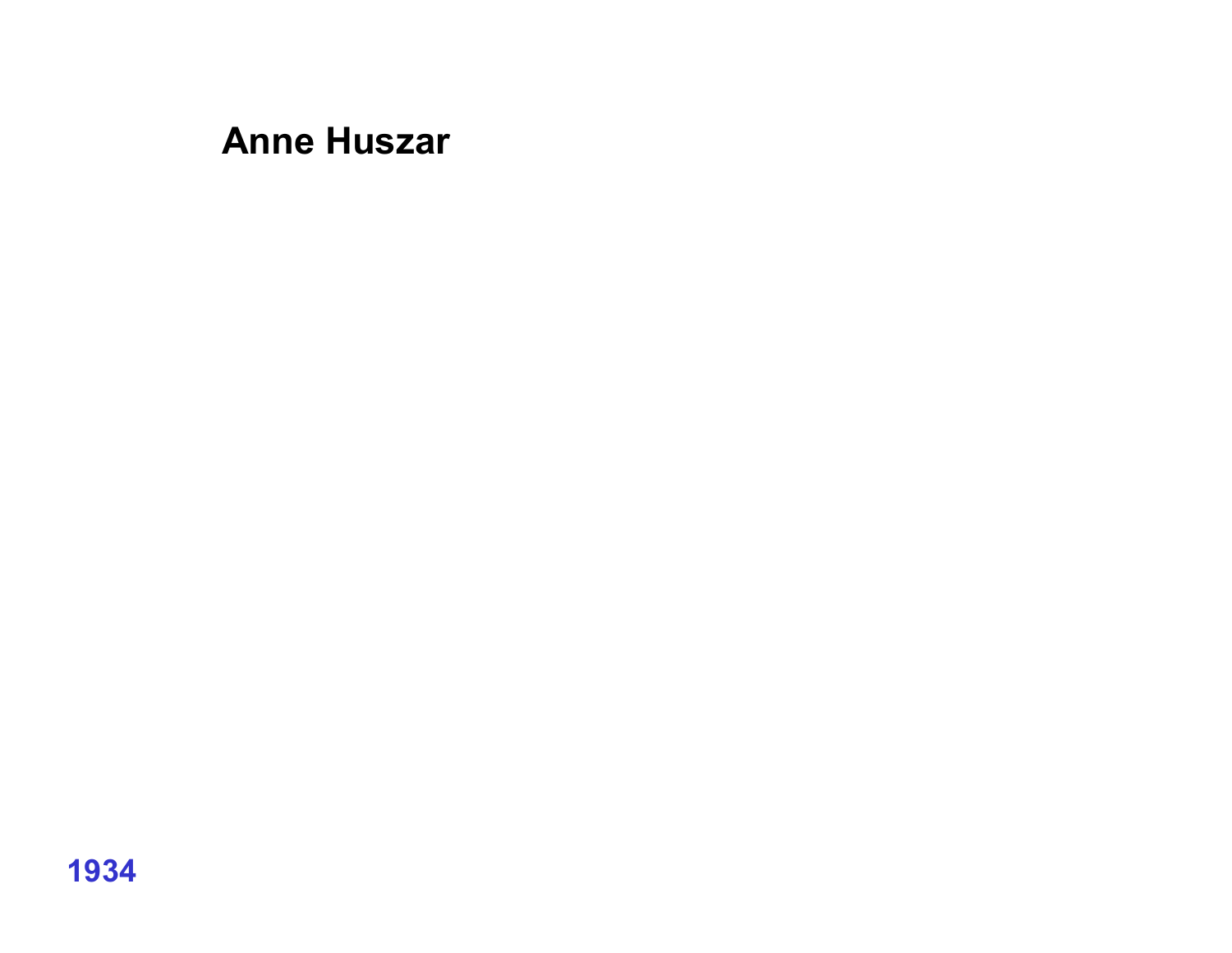**Anne Huszar**

**1934**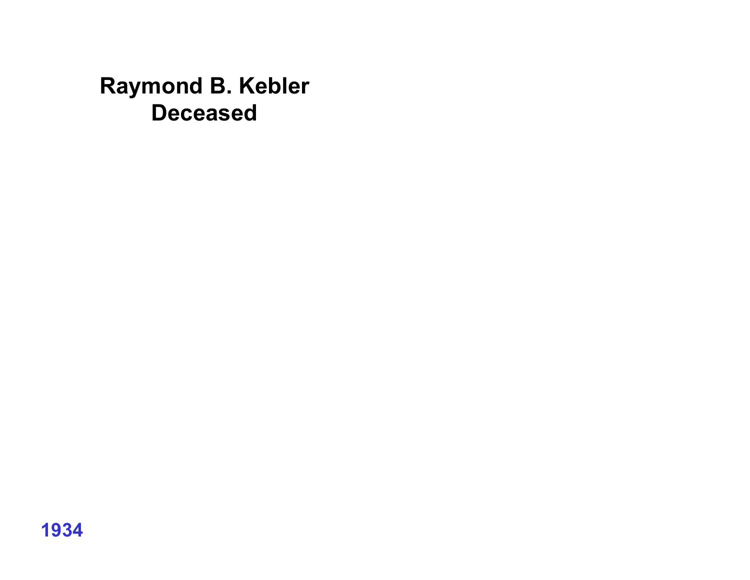**Raymond B. Kebler**
**Deceased**

**1934**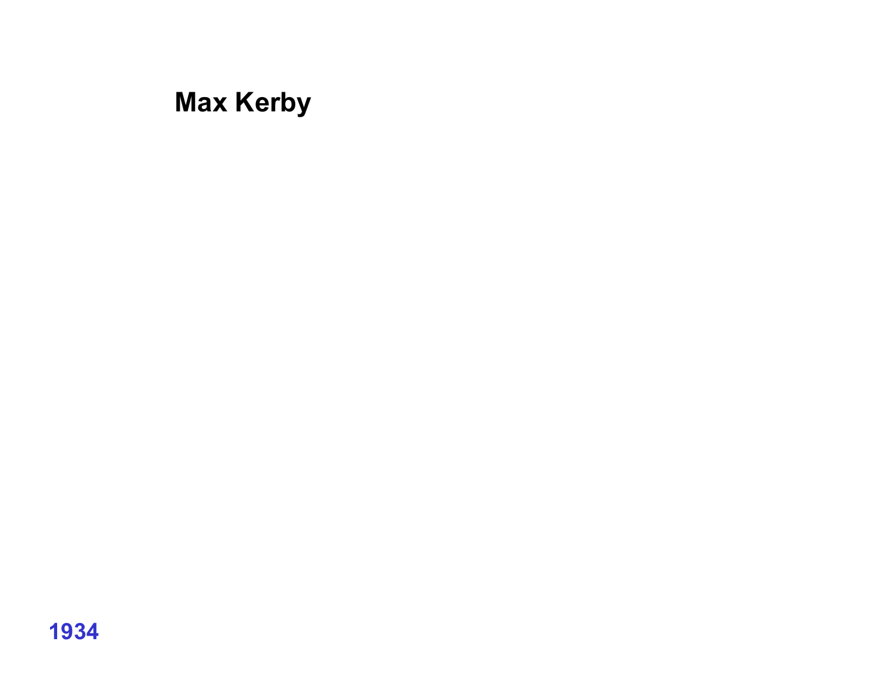**Max Kerby**

**1934**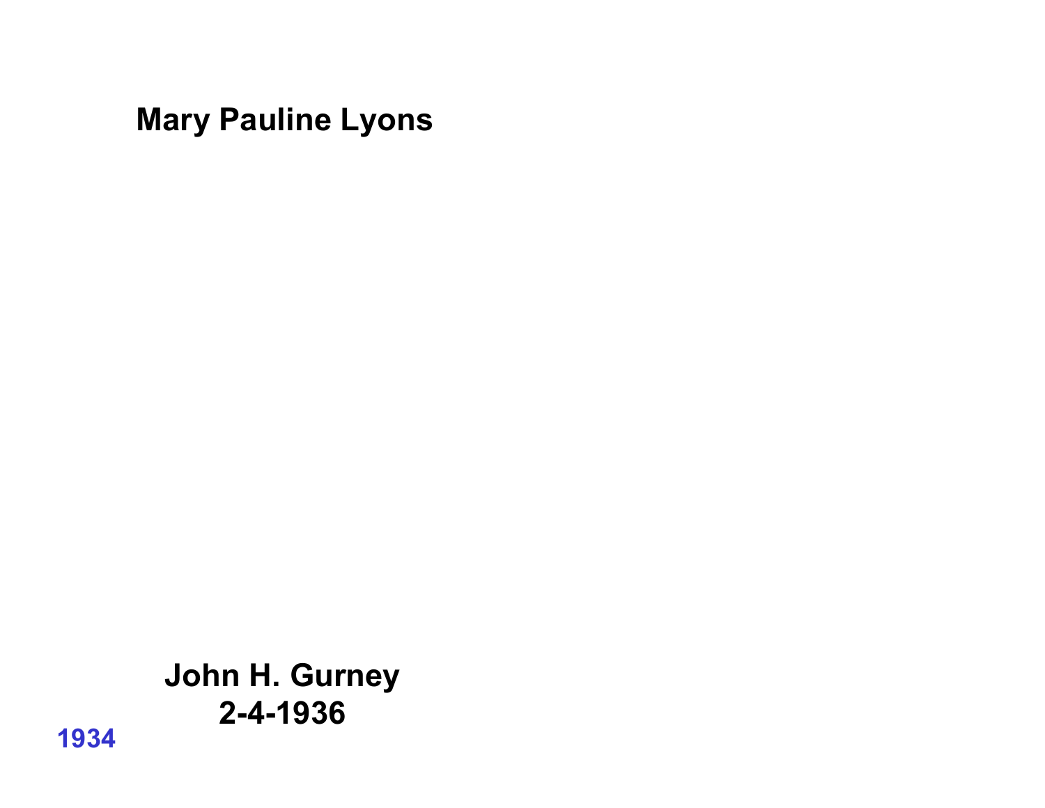**Mary Pauline Lyons**

**John H. Gurney**
**2-4-1936**

**1934**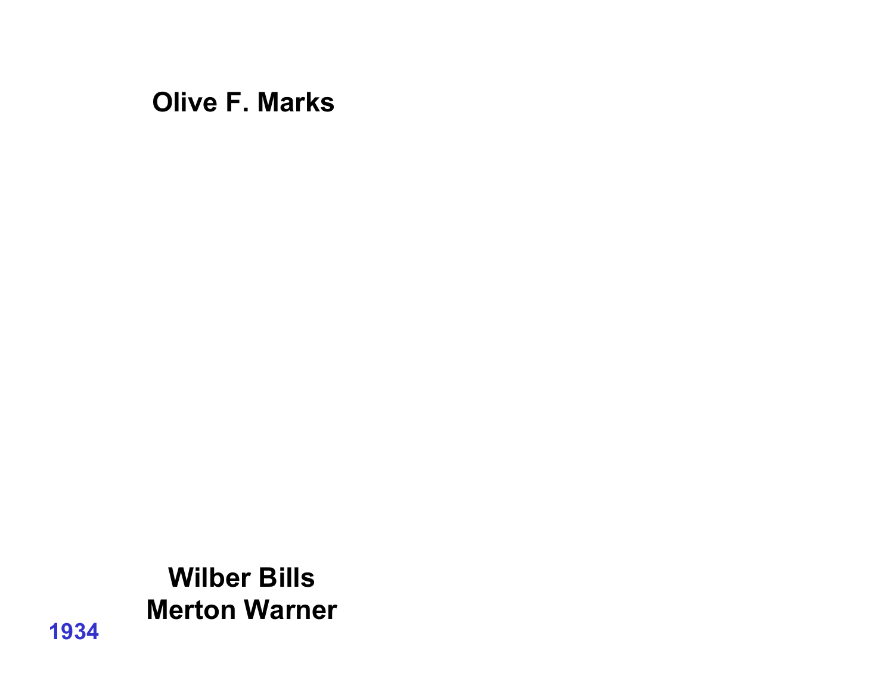**Olive F. Marks**

**Wilber Bills**
**Merton Warner**

**1934**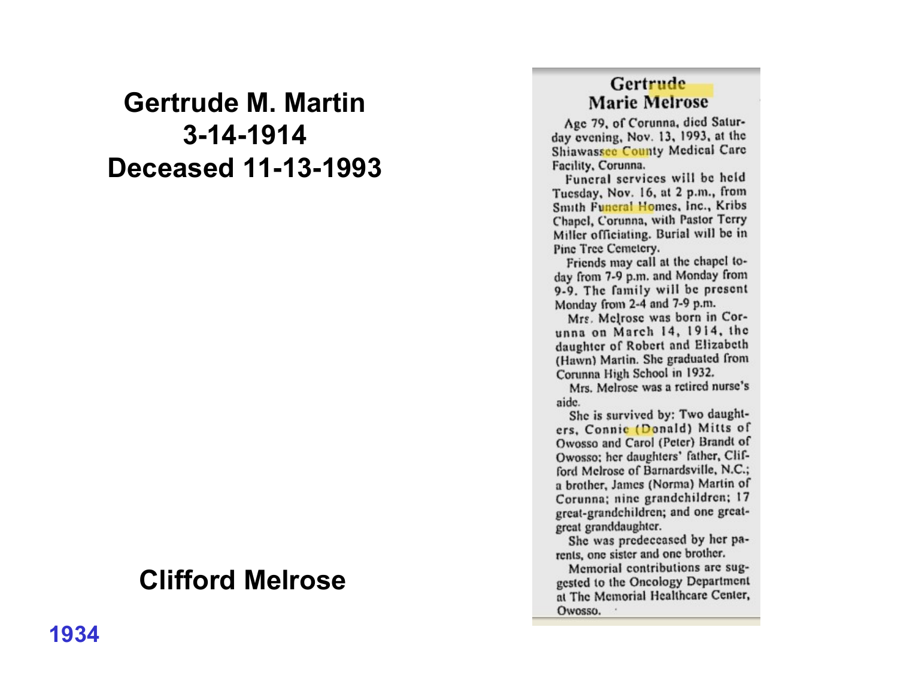# Gertrude M. Martin
# 3-14-1914
# Deceased 11-13-1993

## Gertrude Marie Melrose

Age 79, of Corunna, died Saturday evening, Nov. 13, 1993, at the Shiawassee County Medical Care Facility, Corunna.

Funeral services will be held Tuesday, Nov. 16, at 2 p.m., from Smith Funeral Homes, Inc., Kribs Chapel, Corunna, with Pastor Terry Miller officiating. Burial will be in Pine Tree Cemetery.

Friends may call at the chapel today from 7-9 p.m. and Monday from 9-9. The family will be present Monday from 2-4 and 7-9 p.m.

Mrs. Melrose was born in Corunna on March 14, 1914, the daughter of Robert and Elizabeth (Hawn) Martin. She graduated from Corunna High School in 1932.

Mrs. Melrose was a retired nurse's aide.

She is survived by: Two daughters, Connie (Donald) Mitts of Owosso and Carol (Peter) Brandt of Owosso; her daughters' father, Clifford Melrose of Barnardsville, N.C.; a brother, James (Norma) Martin of Corunna; nine grandchildren; 17 great-grandchildren; and one great-great granddaughter.

She was predeceased by her parents, one sister and one brother.

Memorial contributions are suggested to the Oncology Department at The Memorial Healthcare Center, Owosso.

# Clifford Melrose

1934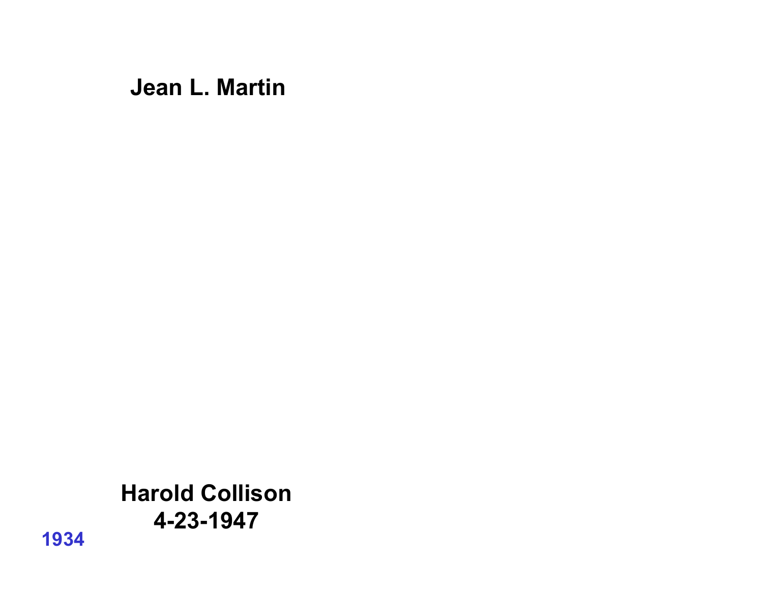**Jean L. Martin**

**Harold Collison**
**4-23-1947**

**1934**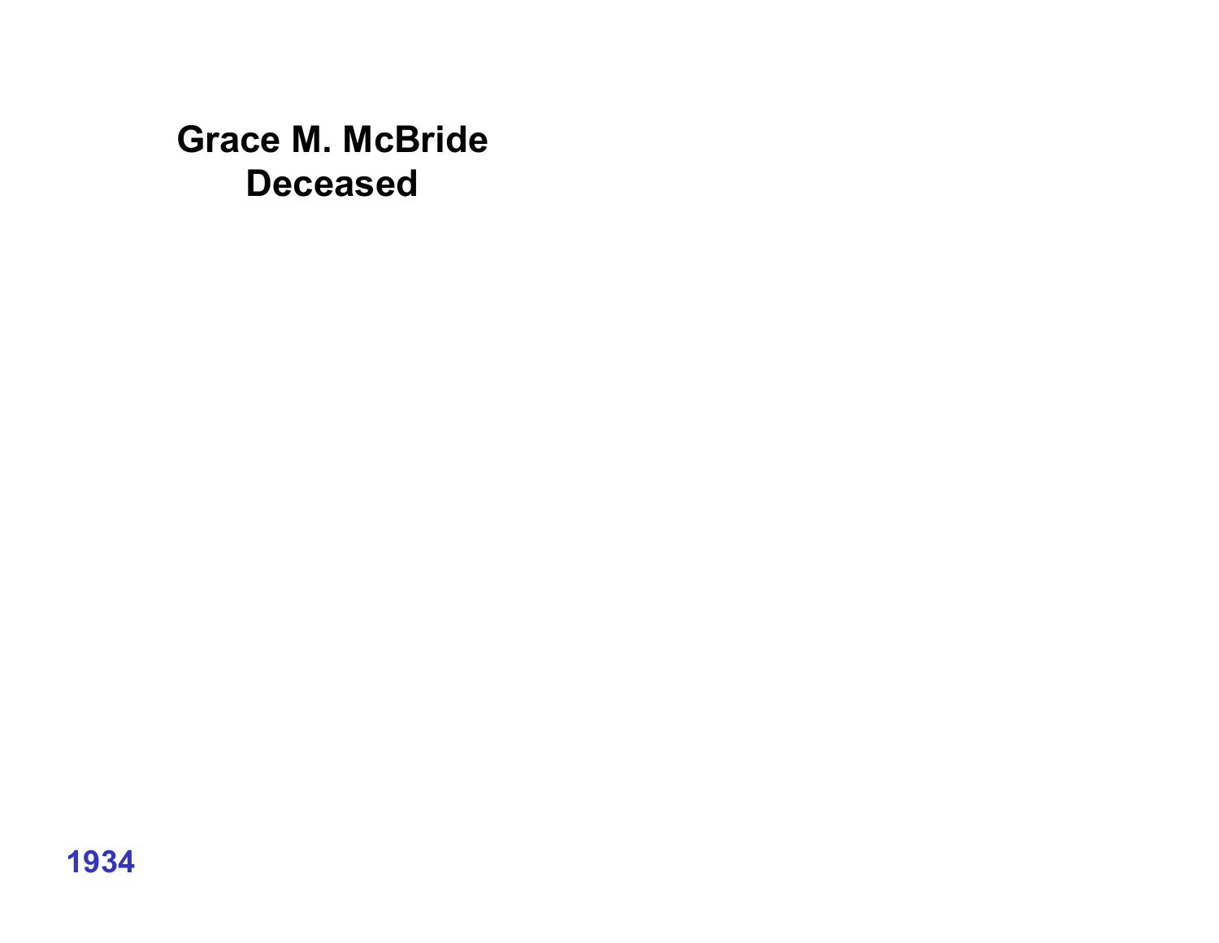**Grace M. McBride**
**Deceased**

**1934**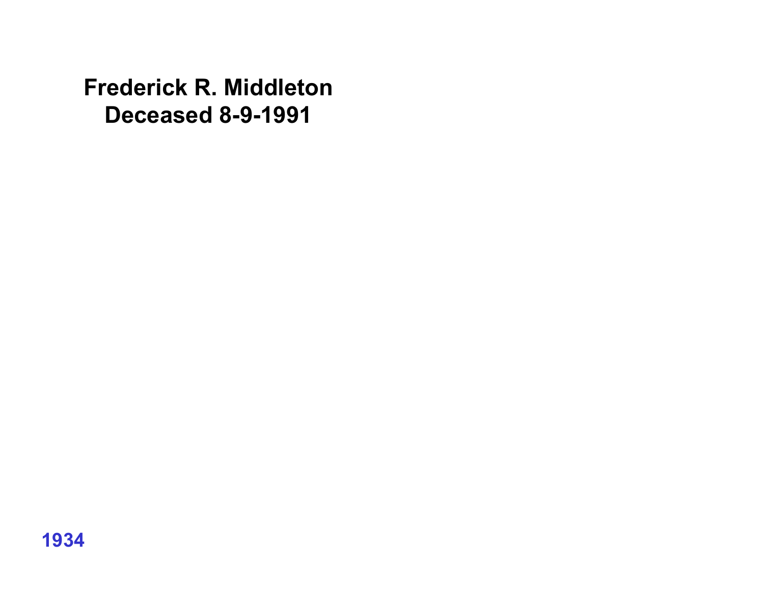**Frederick R. Middleton**
**Deceased 8-9-1991**

**1934**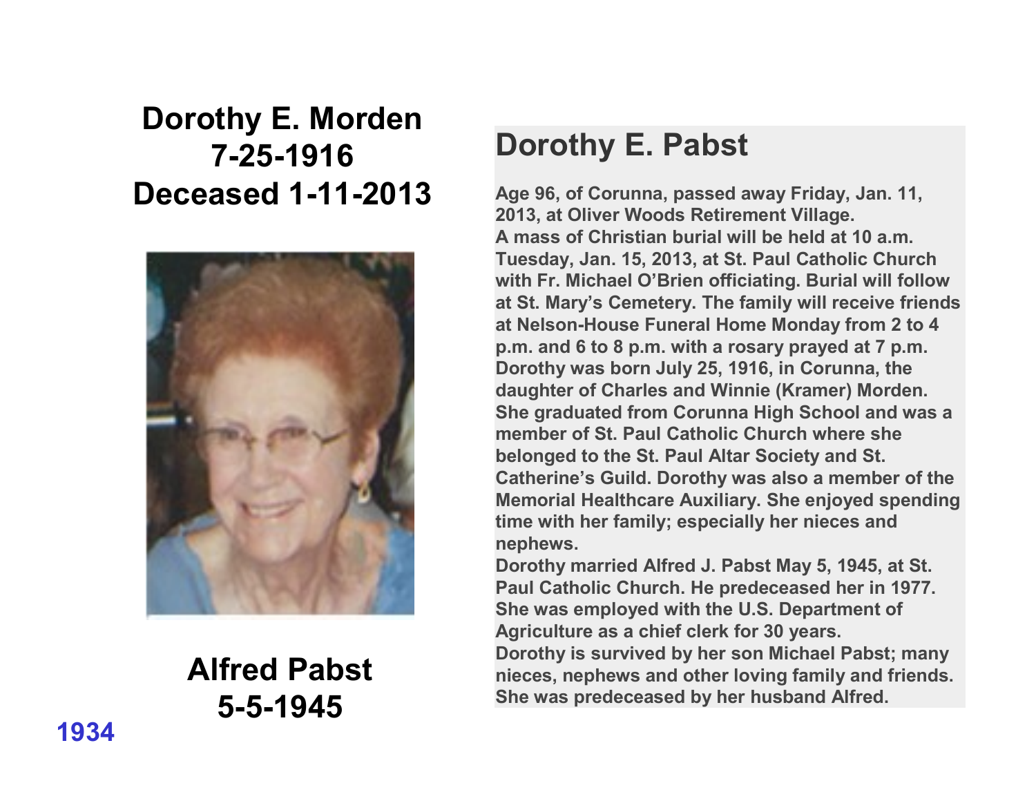**Dorothy E. Morden**
**7-25-1916**
**Deceased 1-11-2013**

**Alfred Pabst**
**5-5-1945**

**1934**

## Dorothy E. Pabst

**Age 96, of Corunna, passed away Friday, Jan. 11, 2013, at Oliver Woods Retirement Village.**
**A mass of Christian burial will be held at 10 a.m. Tuesday, Jan. 15, 2013, at St. Paul Catholic Church with Fr. Michael O'Brien officiating. Burial will follow at St. Mary's Cemetery. The family will receive friends at Nelson-House Funeral Home Monday from 2 to 4 p.m. and 6 to 8 p.m. with a rosary prayed at 7 p.m.**
**Dorothy was born July 25, 1916, in Corunna, the daughter of Charles and Winnie (Kramer) Morden. She graduated from Corunna High School and was a member of St. Paul Catholic Church where she belonged to the St. Paul Altar Society and St. Catherine's Guild. Dorothy was also a member of the Memorial Healthcare Auxiliary. She enjoyed spending time with her family; especially her nieces and nephews.**
**Dorothy married Alfred J. Pabst May 5, 1945, at St. Paul Catholic Church. He predeceased her in 1977. She was employed with the U.S. Department of Agriculture as a chief clerk for 30 years.**
**Dorothy is survived by her son Michael Pabst; many nieces, nephews and other loving family and friends. She was predeceased by her husband Alfred.**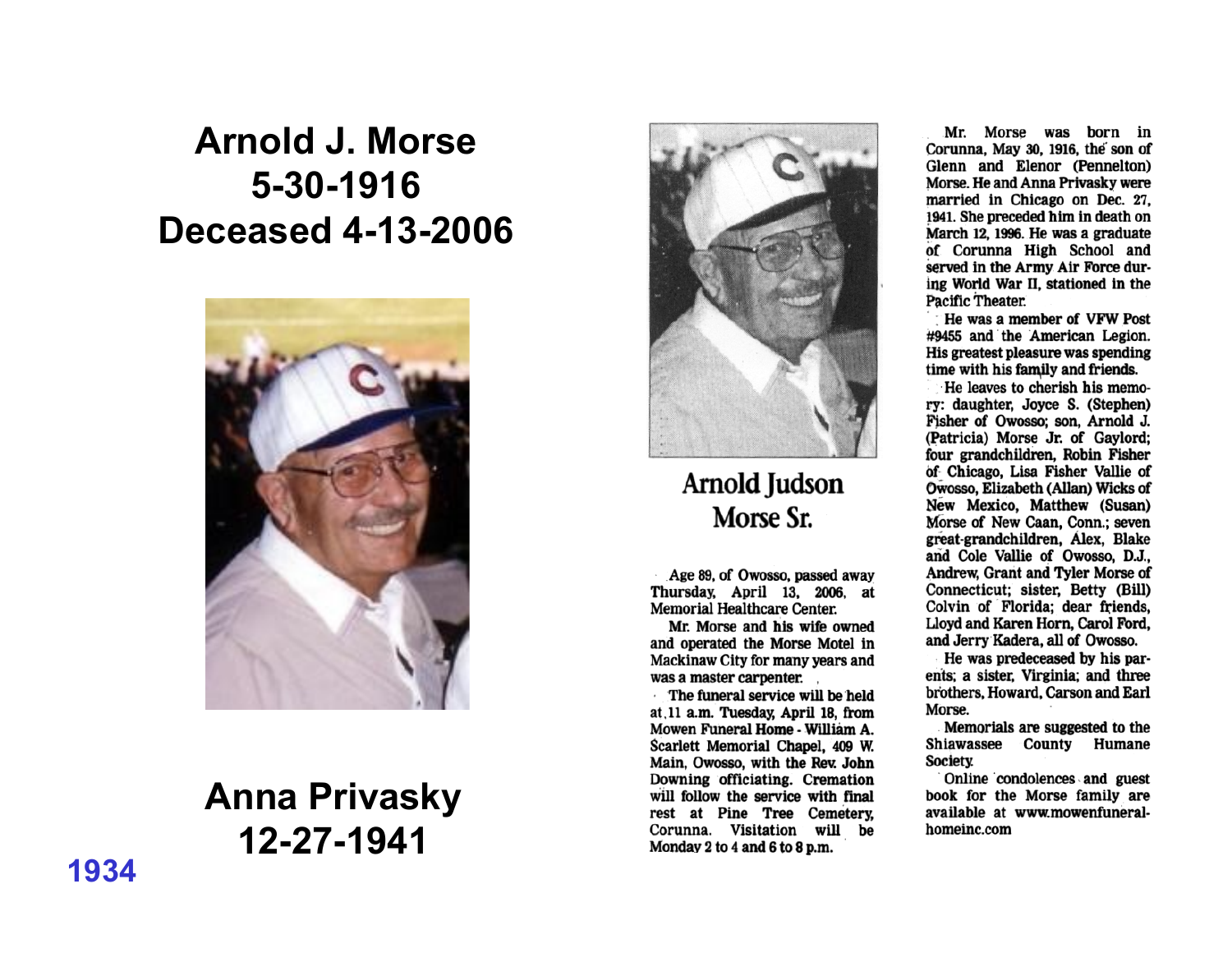# Arnold J. Morse
# 5-30-1916
# Deceased 4-13-2006

# Anna Privasky
# 12-27-1941

1934

## Arnold Judson Morse Sr.

Age 89, of Owosso, passed away Thursday, April 13, 2006, at Memorial Healthcare Center.

Mr. Morse and his wife owned and operated the Morse Motel in Mackinaw City for many years and was a master carpenter.

The funeral service will be held at 11 a.m. Tuesday, April 18, from Mowen Funeral Home - William A. Scarlett Memorial Chapel, 409 W. Main, Owosso, with the Rev. John Downing officiating. Cremation will follow the service with final rest at Pine Tree Cemetery, Corunna. Visitation will be Monday 2 to 4 and 6 to 8 p.m.

Mr. Morse was born in Corunna, May 30, 1916, the son of Glenn and Elenor (Pennelton) Morse. He and Anna Privasky were married in Chicago on Dec. 27, 1941. She preceded him in death on March 12, 1996. He was a graduate of Corunna High School and served in the Army Air Force during World War II, stationed in the Pacific Theater.

He was a member of VFW Post #9455 and the American Legion. His greatest pleasure was spending time with his family and friends.

He leaves to cherish his memory: daughter, Joyce S. (Stephen) Fisher of Owosso; son, Arnold J. (Patricia) Morse Jr. of Gaylord; four grandchildren, Robin Fisher of Chicago, Lisa Fisher Vallie of Owosso, Elizabeth (Allan) Wicks of New Mexico, Matthew (Susan) Morse of New Caan, Conn.; seven great-grandchildren, Alex, Blake and Cole Vallie of Owosso, D.J., Andrew, Grant and Tyler Morse of Connecticut; sister, Betty (Bill) Colvin of Florida; dear friends, Lloyd and Karen Horn, Carol Ford, and Jerry Kadera, all of Owosso.

He was predeceased by his parents; a sister, Virginia; and three brothers, Howard, Carson and Earl Morse.

Memorials are suggested to the Shiawassee County Humane Society.

Online condolences and guest book for the Morse family are available at www.mowenfuneralhomeinc.com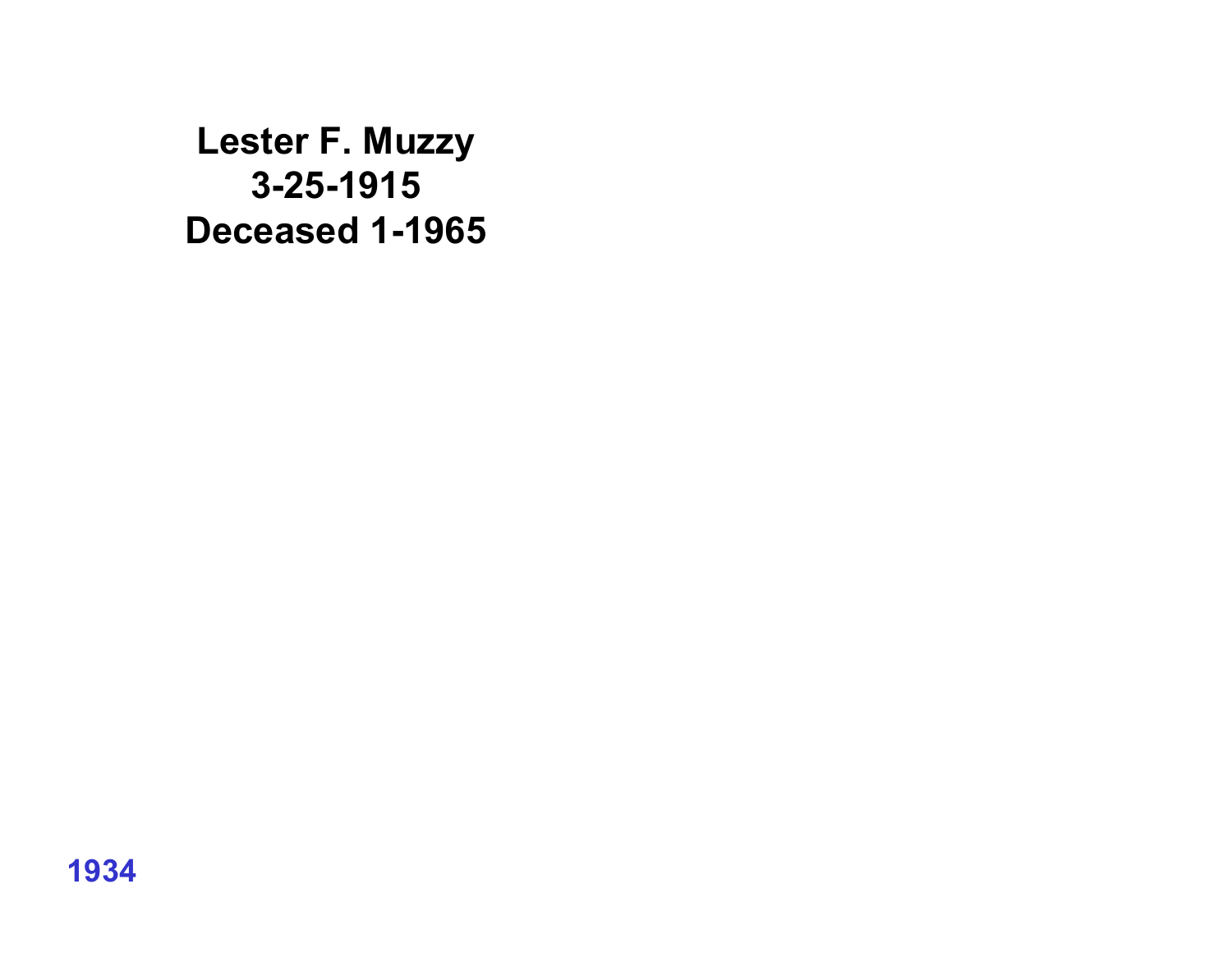**Lester F. Muzzy**
**3-25-1915**
**Deceased 1-1965**

**1934**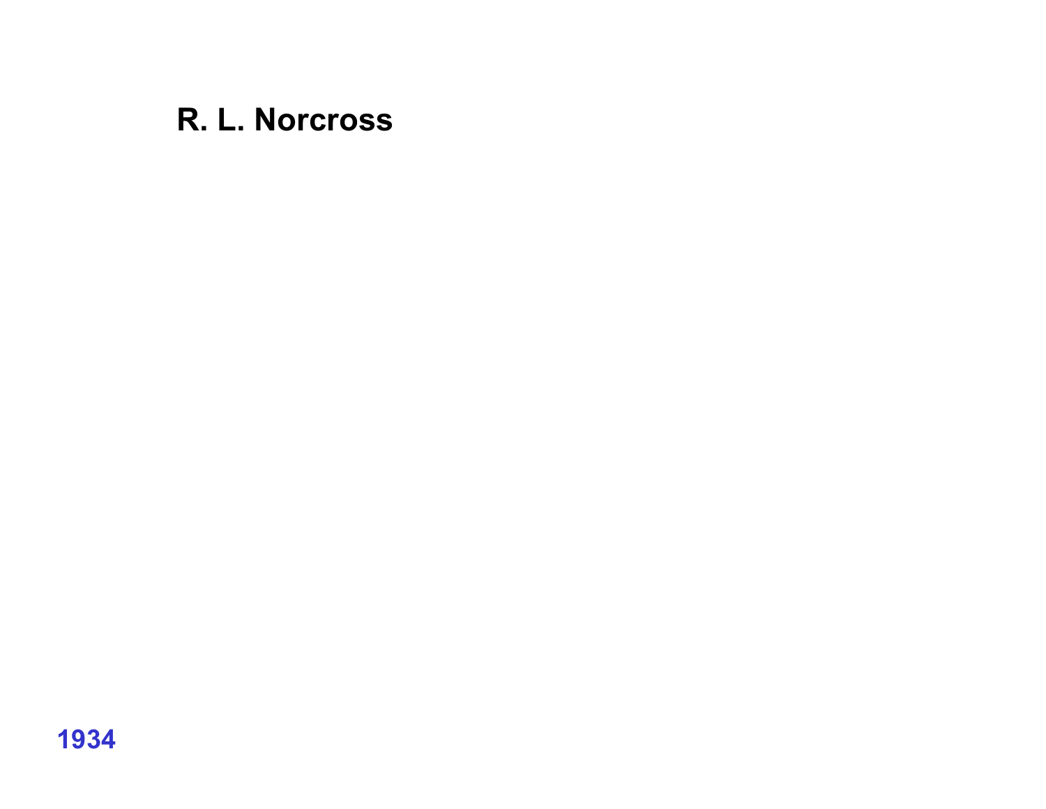**R. L. Norcross**

**1934**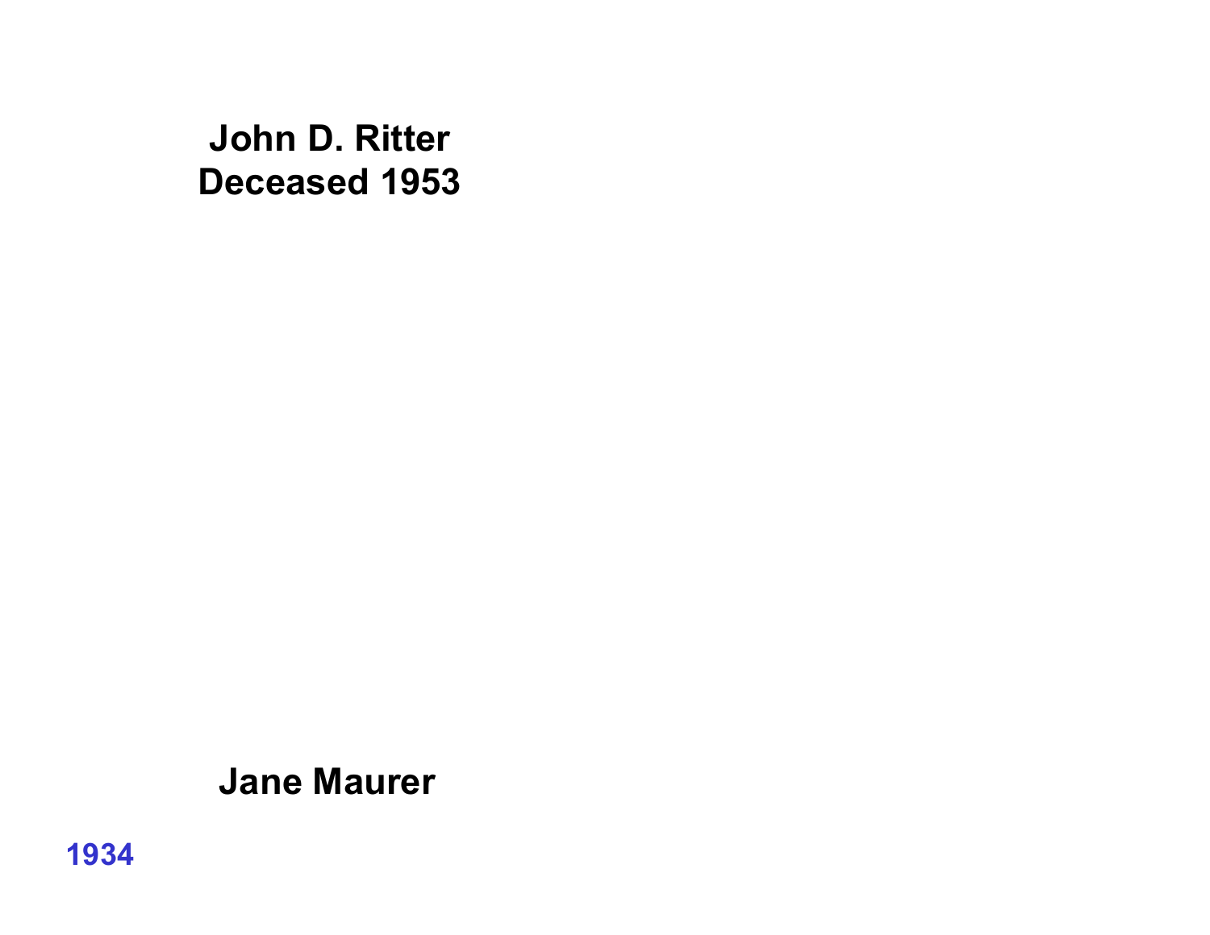**John D. Ritter**
**Deceased 1953**

**Jane Maurer**

**1934**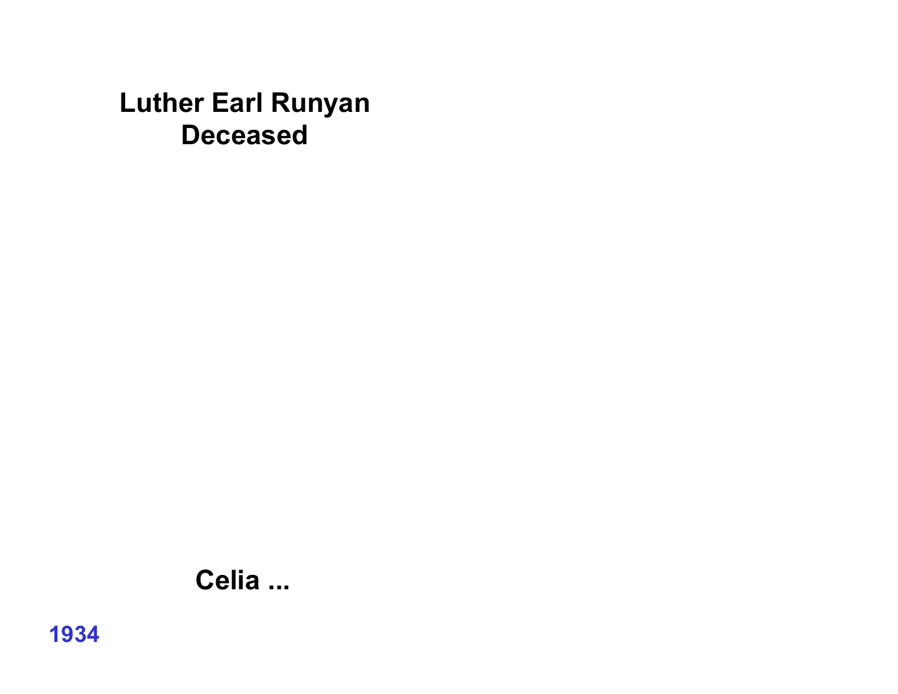**Luther Earl Runyan**
**Deceased**

**Celia ...**

**1934**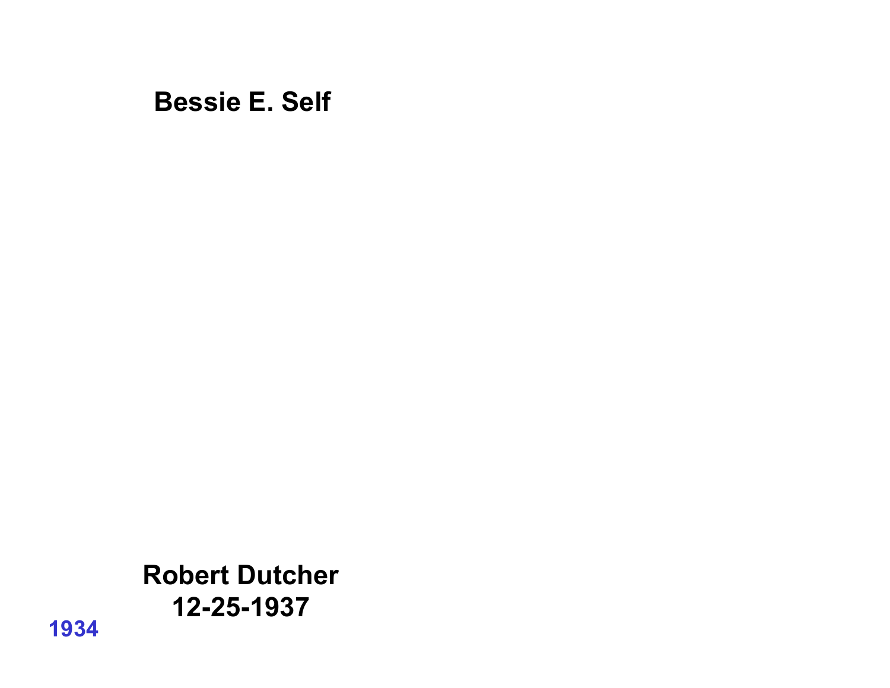**Bessie E. Self**

**Robert Dutcher**
**12-25-1937**

**1934**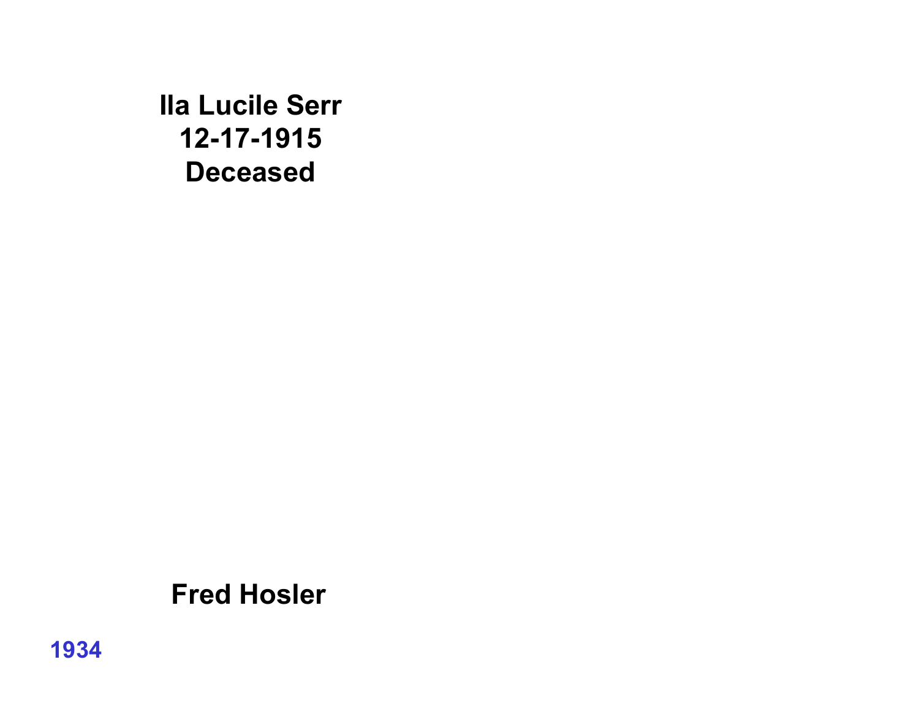**Ila Lucile Serr**
**12-17-1915**
**Deceased**

**Fred Hosler**

**1934**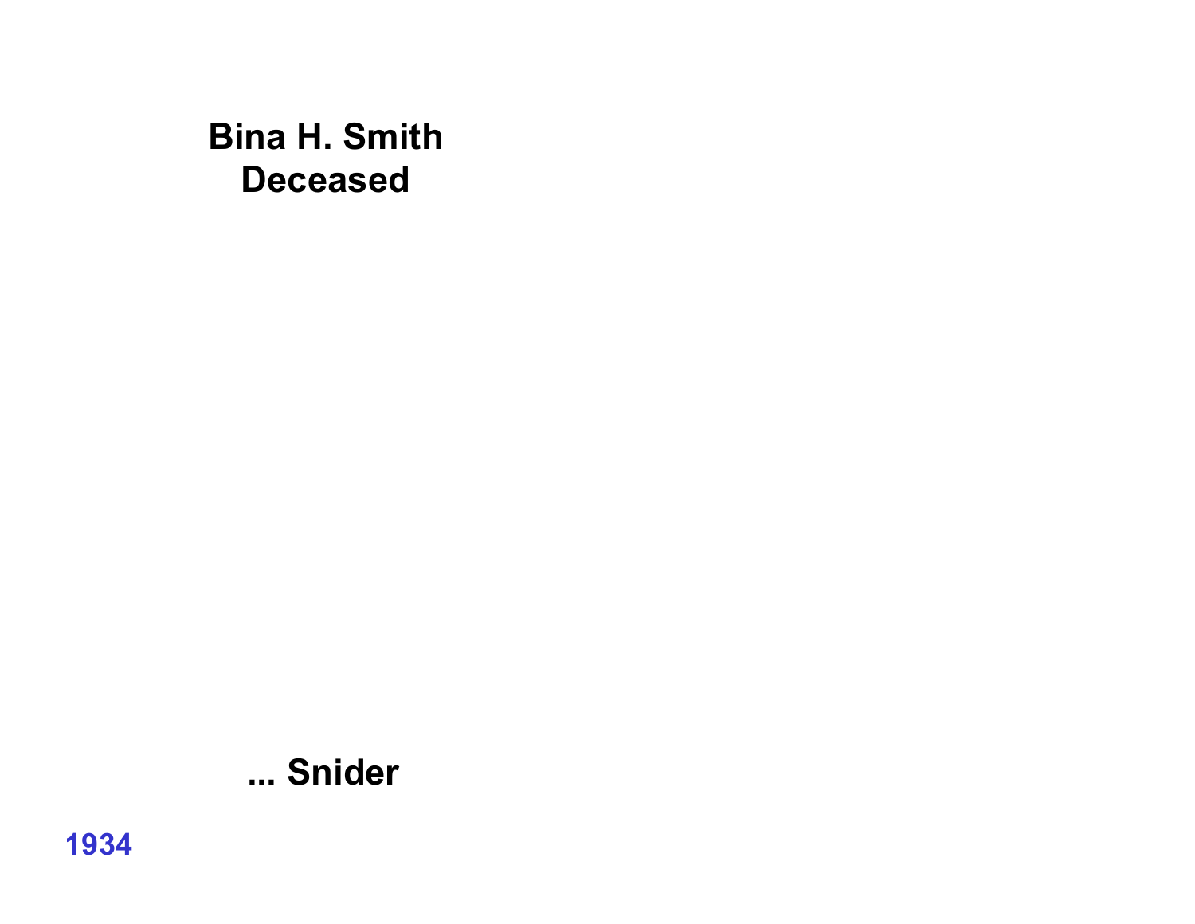**Bina H. Smith**
**Deceased**

**... Snider**

**1934**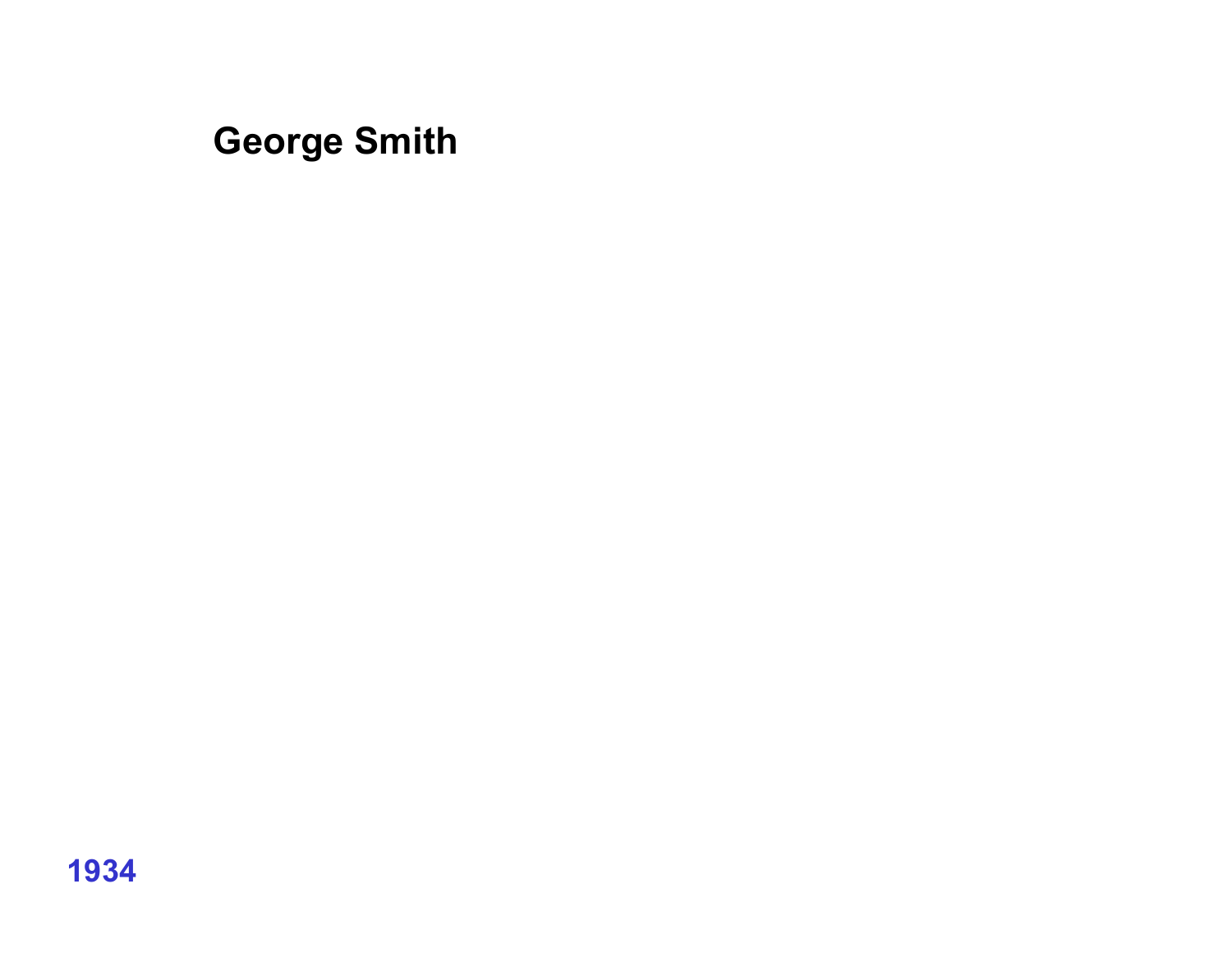**George Smith**

**1934**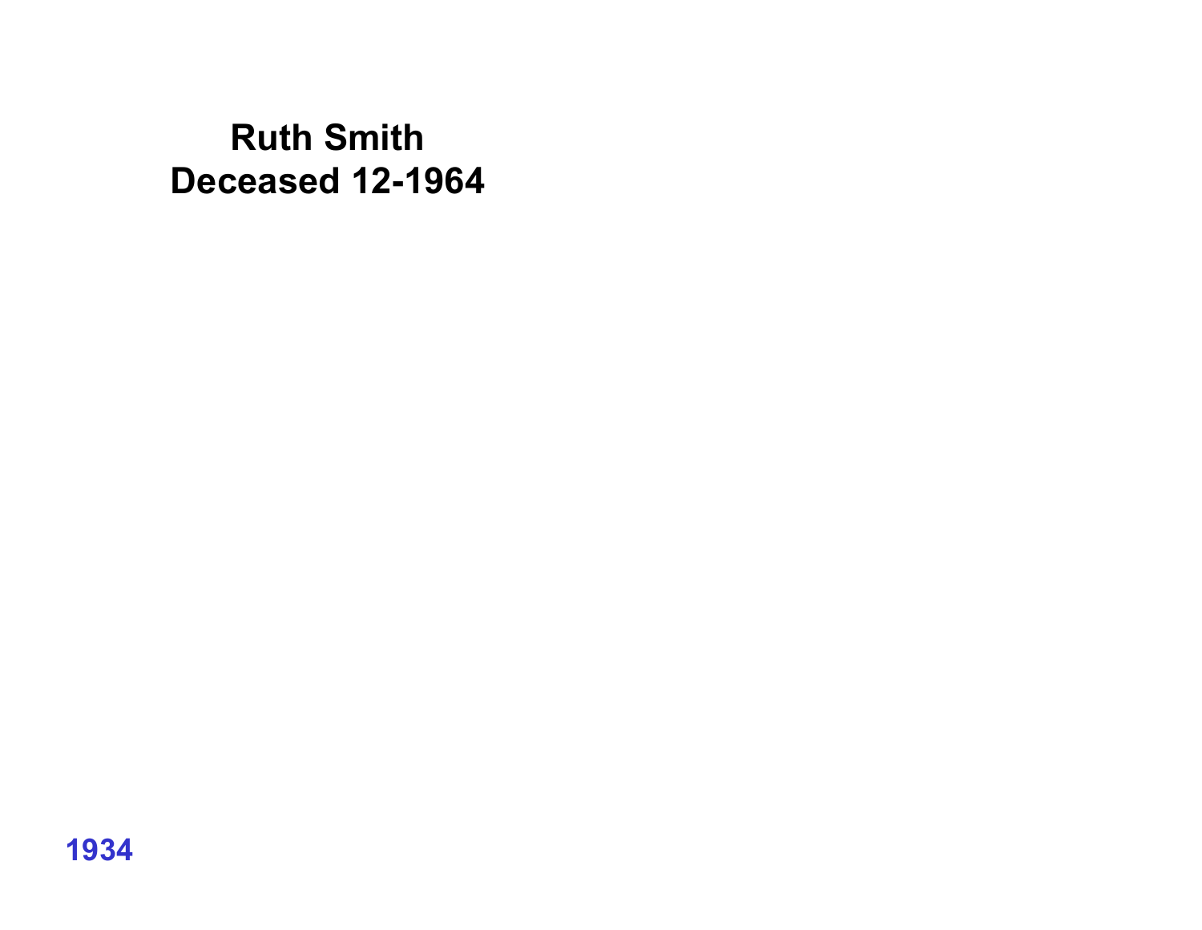**Ruth Smith**
**Deceased 12-1964**

**1934**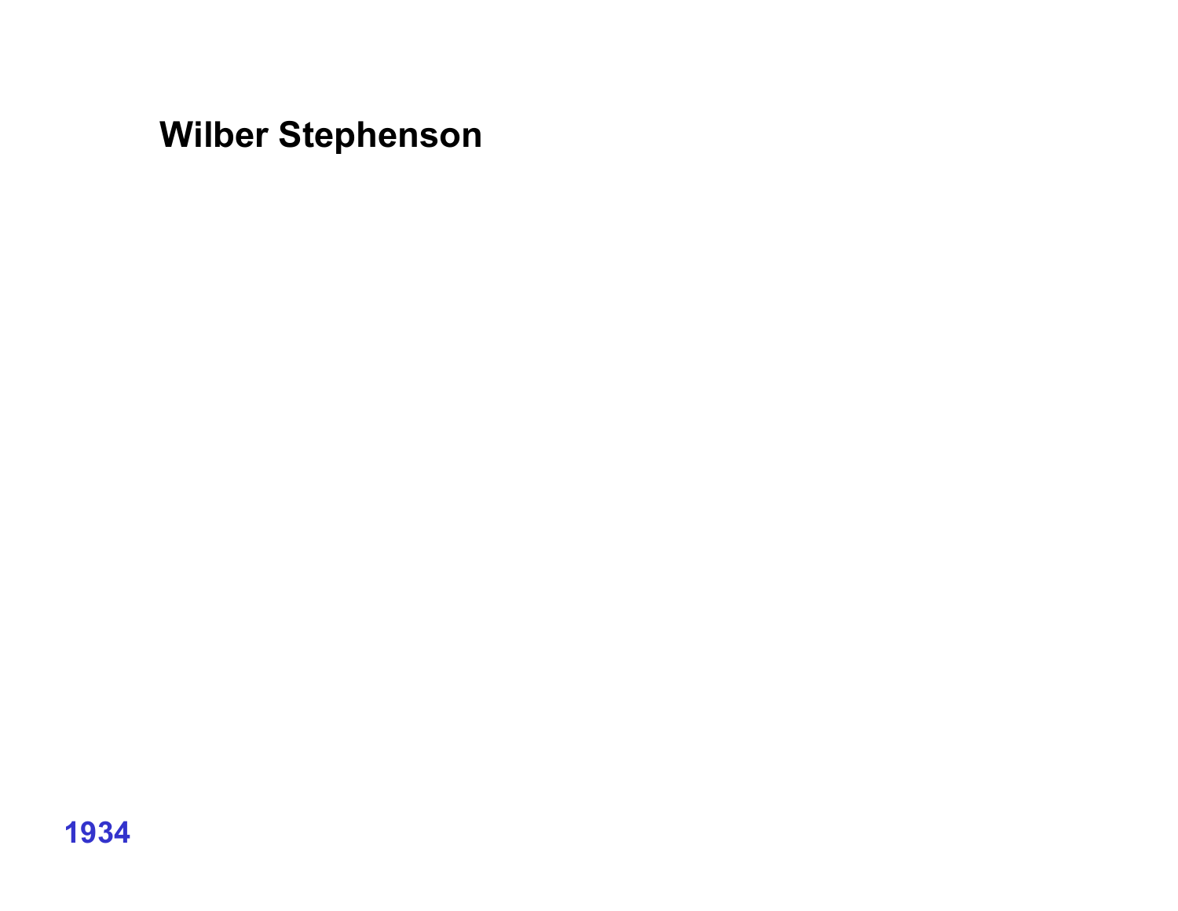**Wilber Stephenson**

**1934**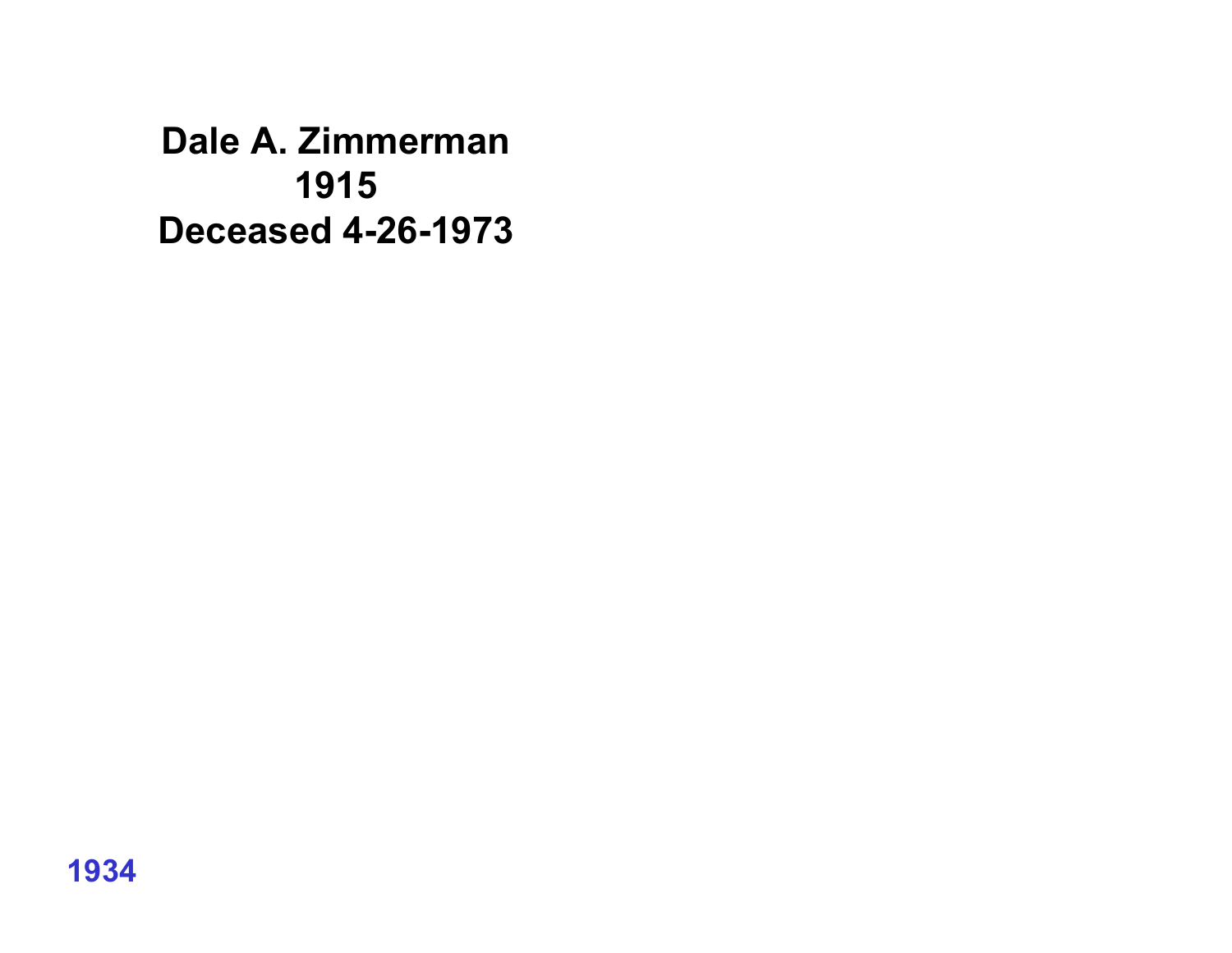**Dale A. Zimmerman**
**1915**
**Deceased 4-26-1973**

**1934**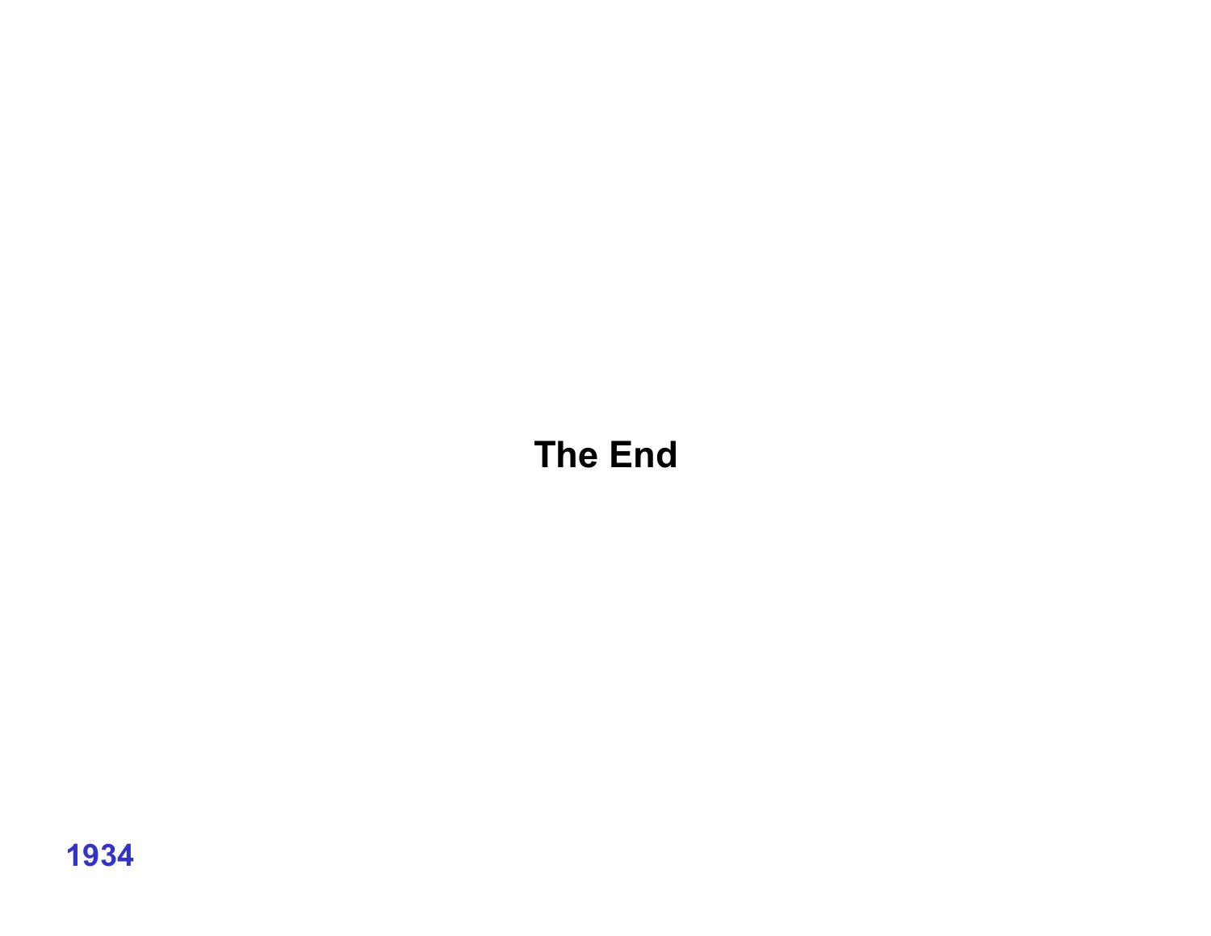**The End**